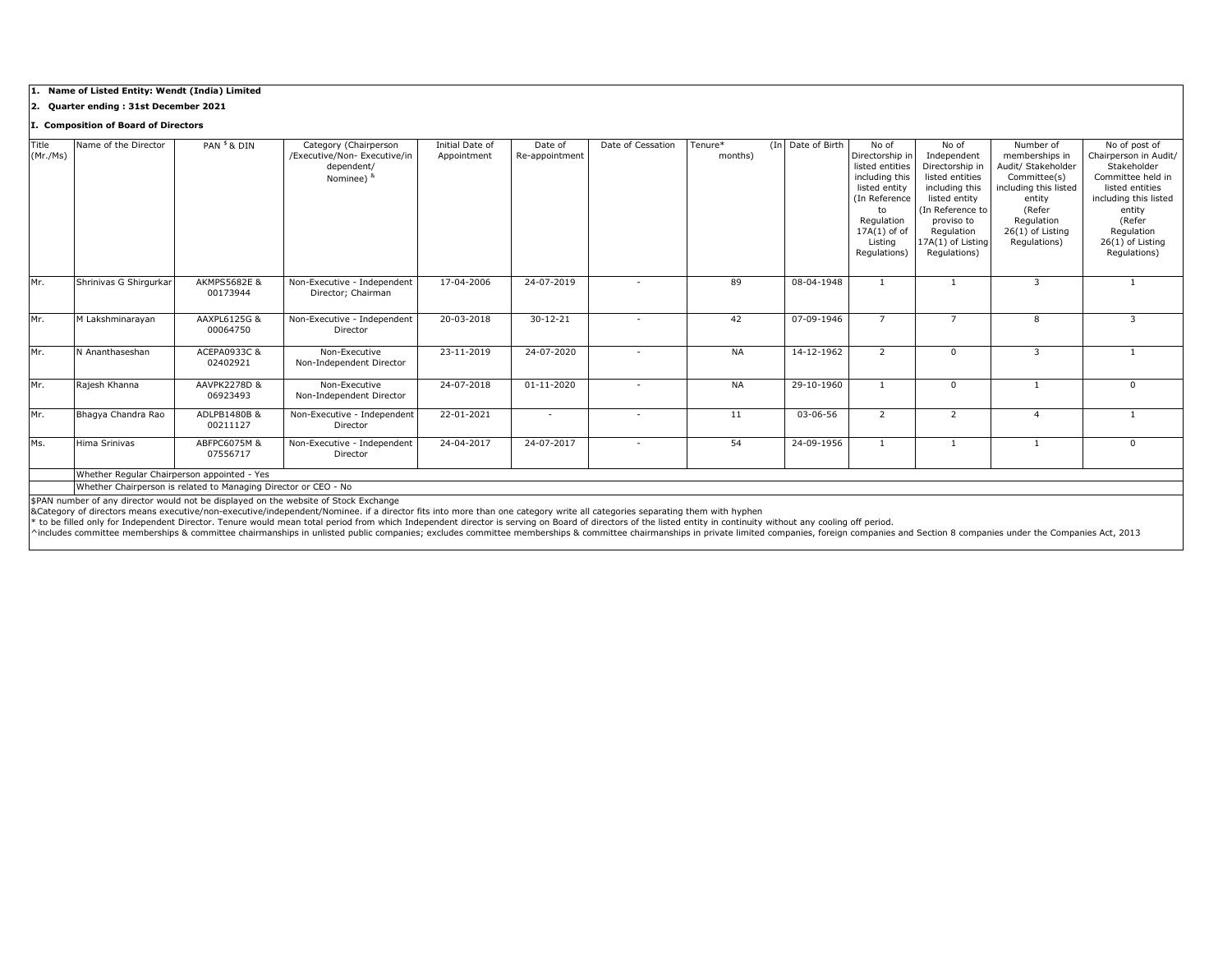**1. Name of Listed Entity: Wendt (India) Limited**

**2. Quarter ending : 31st December 2021**

**I. Composition of Board of Directors**

| Title (Mr./Ms) | Name of the Director | PAN $ & DIN | Category (Chairperson /Executive/Non- Executive/independent/ Nominee) & | Initial Date of Appointment | Date of Re-appointment | Date of Cessation | Tenure* (In months) | Date of Birth | No of Directorship in listed entities including this listed entity (In Reference to Regulation 17A(1) of Listing Regulations) | No of Independent Directorship in listed entities including this listed entity (In Reference to proviso to Regulation 17A(1) of Listing Regulations) | Number of memberships in Audit/ Stakeholder Committee(s) including this listed entity (Refer Regulation 26(1) of Listing Regulations) | No of post of Chairperson in Audit/ Stakeholder Committee held in listed entities including this listed entity (Refer Regulation 26(1) of Listing Regulations) |
|---|---|---|---|---|---|---|---|---|---|---|---|---|
| Mr. | Shrinivas G Shirgurkar | AKMPS5682E & 00173944 | Non-Executive - Independent Director; Chairman | 17-04-2006 | 24-07-2019 | - | 89 | 08-04-1948 | 1 | 1 | 3 | 1 |
| Mr. | M Lakshminarayan | AAXPL6125G & 00064750 | Non-Executive - Independent Director | 20-03-2018 | 30-12-21 | - | 42 | 07-09-1946 | 7 | 7 | 8 | 3 |
| Mr. | N Ananthaseshan | ACEPA0933C & 02402921 | Non-Executive Non-Independent Director | 23-11-2019 | 24-07-2020 | - | NA | 14-12-1962 | 2 | 0 | 3 | 1 |
| Mr. | Rajesh Khanna | AAVPK2278D & 06923493 | Non-Executive Non-Independent Director | 24-07-2018 | 01-11-2020 | - | NA | 29-10-1960 | 1 | 0 | 1 | 0 |
| Mr. | Bhagya Chandra Rao | ADLPB1480B & 00211127 | Non-Executive - Independent Director | 22-01-2021 | - | - | 11 | 03-06-56 | 2 | 2 | 4 | 1 |
| Ms. | Hima Srinivas | ABFPC6075M & 07556717 | Non-Executive - Independent Director | 24-04-2017 | 24-07-2017 | - | 54 | 24-09-1956 | 1 | 1 | 1 | 0 |

Whether Regular Chairperson appointed - Yes

Whether Chairperson is related to Managing Director or CEO - No

$PAN number of any director would not be displayed on the website of Stock Exchange

&Category of directors means executive/non-executive/independent/Nominee. if a director fits into more than one category write all categories separating them with hyphen

* to be filled only for Independent Director. Tenure would mean total period from which Independent director is serving on Board of directors of the listed entity in continuity without any cooling off period.

^includes committee memberships & committee chairmanships in unlisted public companies; excludes committee memberships & committee chairmanships in private limited companies, foreign companies and Section 8 companies under the Companies Act, 2013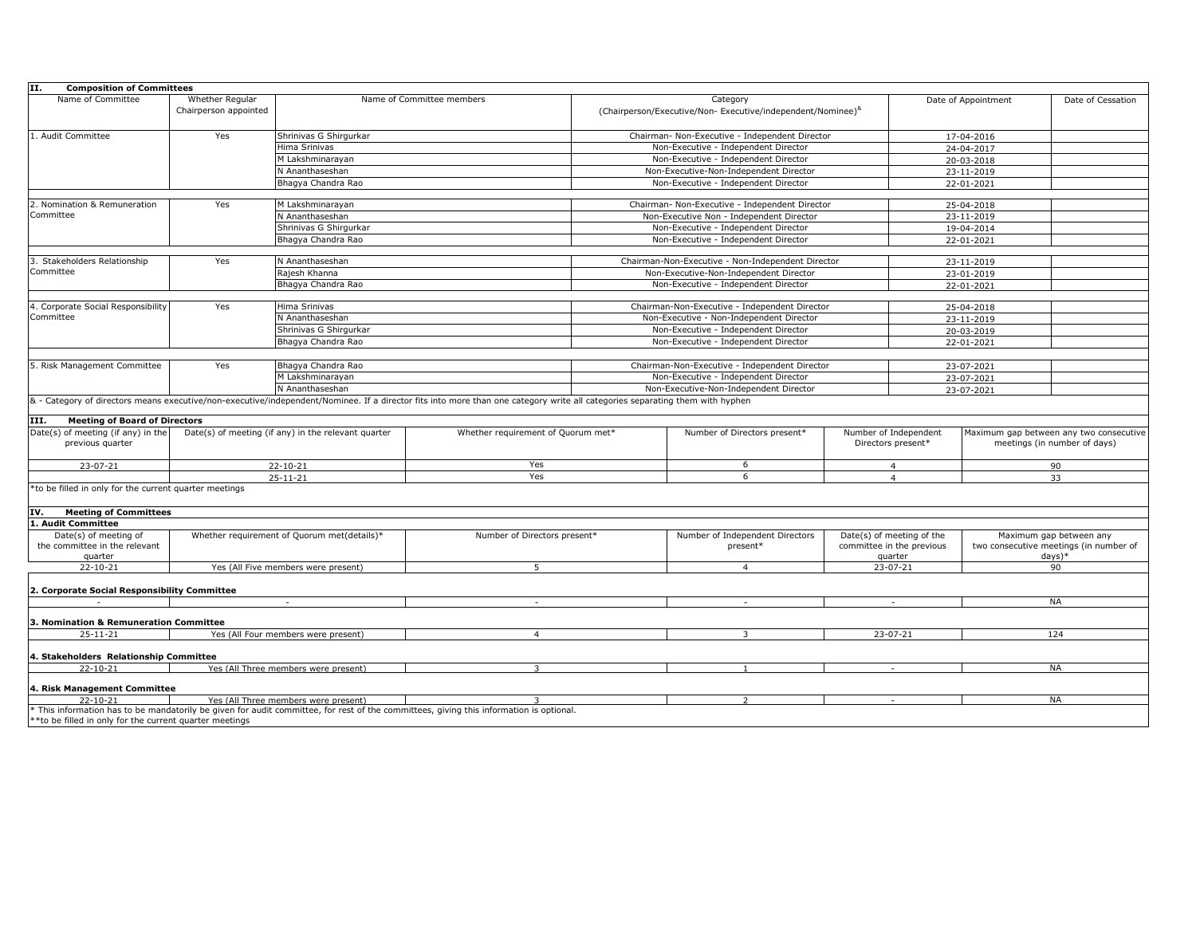## II. Composition of Committees

| Name of Committee | Whether Regular Chairperson appointed | Name of Committee members | Category (Chairperson/Executive/Non- Executive/independent/Nominee)[&] | Date of Appointment | Date of Cessation |
|---|---|---|---|---|---|
| 1. Audit Committee | Yes | Shrinivas G Shirgurkar | Chairman- Non-Executive - Independent Director | 17-04-2016 | |
| | | Hima Srinivas | Non-Executive - Independent Director | 24-04-2017 | |
| | | M Lakshminarayan | Non-Executive - Independent Director | 20-03-2018 | |
| | | N Ananthaseshan | Non-Executive-Non-Independent Director | 23-11-2019 | |
| | | Bhagya Chandra Rao | Non-Executive - Independent Director | 22-01-2021 | |
| 2. Nomination & Remuneration Committee | Yes | M Lakshminarayan | Chairman- Non-Executive - Independent Director | 25-04-2018 | |
| | | N Ananthaseshan | Non-Executive Non - Independent Director | 23-11-2019 | |
| | | Shrinivas G Shirgurkar | Non-Executive - Independent Director | 19-04-2014 | |
| | | Bhagya Chandra Rao | Non-Executive - Independent Director | 22-01-2021 | |
| 3. Stakeholders Relationship Committee | Yes | N Ananthaseshan | Chairman-Non-Executive - Non-Independent Director | 23-11-2019 | |
| | | Rajesh Khanna | Non-Executive-Non-Independent Director | 23-01-2019 | |
| | | Bhagya Chandra Rao | Non-Executive - Independent Director | 22-01-2021 | |
| 4. Corporate Social Responsibility Committee | Yes | Hima Srinivas | Chairman-Non-Executive - Independent Director | 25-04-2018 | |
| | | N Ananthaseshan | Non-Executive - Non-Independent Director | 23-11-2019 | |
| | | Shrinivas G Shirgurkar | Non-Executive - Independent Director | 20-03-2019 | |
| | | Bhagya Chandra Rao | Non-Executive - Independent Director | 22-01-2021 | |
| 5. Risk Management Committee | Yes | Bhagya Chandra Rao | Chairman-Non-Executive - Independent Director | 23-07-2021 | |
| | | M Lakshminarayan | Non-Executive - Independent Director | 23-07-2021 | |
| | | N Ananthaseshan | Non-Executive-Non-Independent Director | 23-07-2021 | |

& - Category of directors means executive/non-executive/independent/Nominee. If a director fits into more than one category write all categories separating them with hyphen

## III. Meeting of Board of Directors

| Date(s) of meeting (if any) in the previous quarter | Date(s) of meeting (if any) in the relevant quarter | Whether requirement of Quorum met* | Number of Directors present* | Number of Independent Directors present* | Maximum gap between any two consecutive meetings (in number of days) |
|---|---|---|---|---|---|
| 23-07-21 | 22-10-21 | Yes | 6 | 4 | 90 |
| | 25-11-21 | Yes | 6 | 4 | 33 |

*to be filled in only for the current quarter meetings

## IV. Meeting of Committees

**1. Audit Committee**

| Date(s) of meeting of the committee in the relevant quarter | Whether requirement of Quorum met(details)* | Number of Directors present* | Number of Independent Directors present* | Date(s) of meeting of the committee in the previous quarter | Maximum gap between any two consecutive meetings (in number of days)* |
|---|---|---|---|---|---|
| 22-10-21 | Yes (All Five members were present) | 5 | 4 | 23-07-21 | 90 |
| **2. Corporate Social Responsibility Committee** | | | | | |
| - | - | - | - | - | NA |
| **3. Nomination & Remuneration Committee** | | | | | |
| 25-11-21 | Yes (All Four members were present) | 4 | 3 | 23-07-21 | 124 |
| **4. Stakeholders Relationship Committee** | | | | | |
| 22-10-21 | Yes (All Three members were present) | 3 | 1 | - | NA |
| **4. Risk Management Committee** | | | | | |
| 22-10-21 | Yes (All Three members were present) | 3 | 2 | - | NA |

* This information has to be mandatorily be given for audit committee, for rest of the committees, giving this information is optional.

**to be filled in only for the current quarter meetings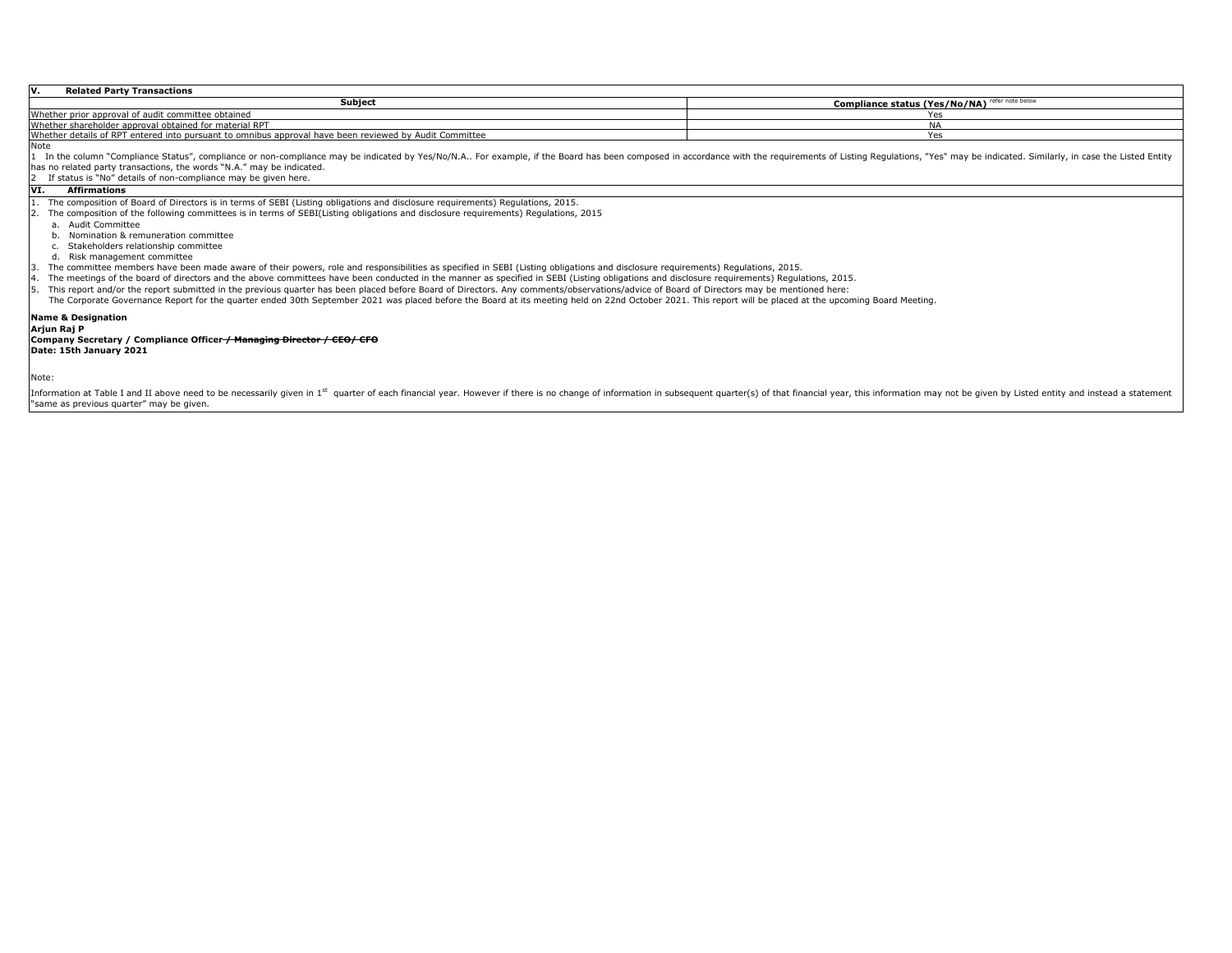## V. Related Party Transactions

| Subject | Compliance status (Yes/No/NA) refer note below |
|---|---|
| Whether prior approval of audit committee obtained | Yes |
| Whether shareholder approval obtained for material RPT | NA |
| Whether details of RPT entered into pursuant to omnibus approval have been reviewed by Audit Committee | Yes |

Note

1 In the column "Compliance Status", compliance or non-compliance may be indicated by Yes/No/N.A.. For example, if the Board has been composed in accordance with the requirements of Listing Regulations, "Yes" may be indicated. Similarly, in case the Listed Entity has no related party transactions, the words "N.A." may be indicated.

2 If status is "No" details of non-compliance may be given here.

## VI. Affirmations

1. The composition of Board of Directors is in terms of SEBI (Listing obligations and disclosure requirements) Regulations, 2015.
2. The composition of the following committees is in terms of SEBI(Listing obligations and disclosure requirements) Regulations, 2015
   - a. Audit Committee
   - b. Nomination & remuneration committee
   - c. Stakeholders relationship committee
   - d. Risk management committee
3. The committee members have been made aware of their powers, role and responsibilities as specified in SEBI (Listing obligations and disclosure requirements) Regulations, 2015.
4. The meetings of the board of directors and the above committees have been conducted in the manner as specified in SEBI (Listing obligations and disclosure requirements) Regulations, 2015.
5. This report and/or the report submitted in the previous quarter has been placed before Board of Directors. Any comments/observations/advice of Board of Directors may be mentioned here:
   The Corporate Governance Report for the quarter ended 30th September 2021 was placed before the Board at its meeting held on 22nd October 2021. This report will be placed at the upcoming Board Meeting.

**Name & Designation**

**Arjun Raj P**

**Company Secretary / Compliance Officer ~~/ Managing Director / CEO/ CFO~~**

**Date: 15th January 2021**

Note:

Information at Table I and II above need to be necessarily given in 1st quarter of each financial year. However if there is no change of information in subsequent quarter(s) of that financial year, this information may not be given by Listed entity and instead a statement "same as previous quarter" may be given.